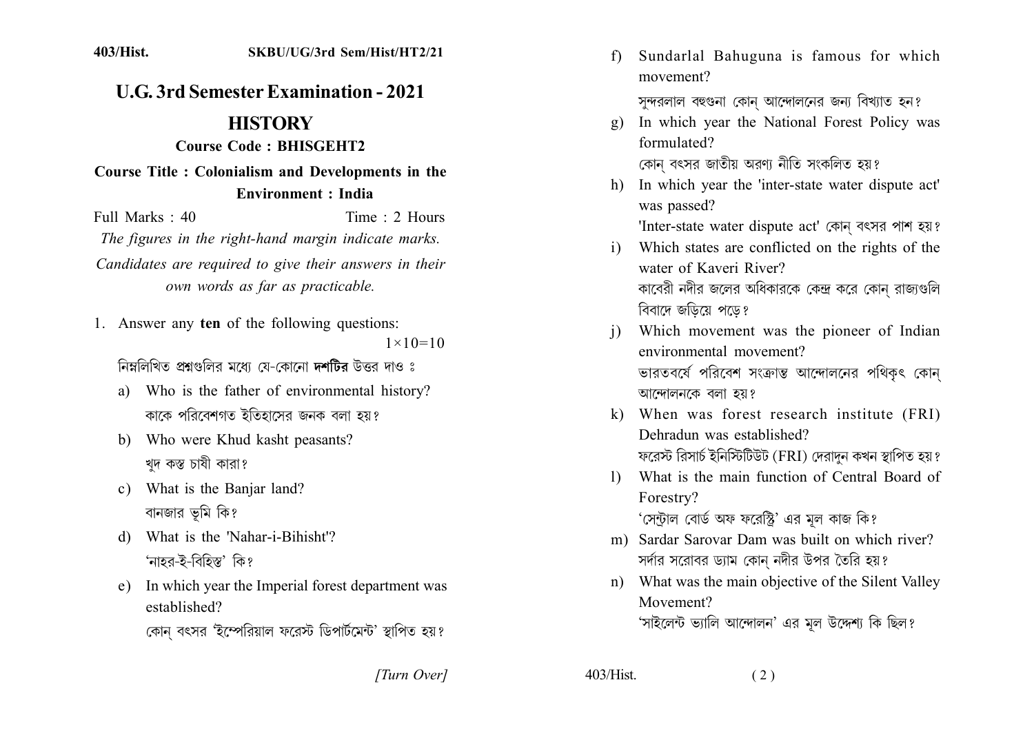# U.G. 3rd Semester Examination - 2021

## HISTORY

### Course Code : BHISGEHT2

### Course Title : Colonialism and Developments in the Environment : India

Full Marks : 40 Time : 2 Hours

*The figures in the right-hand margin indicate marks.*

*Candidates are required to give their answers in their own words as far as practicable.*

1. Answer any **ten** of the following questions: $1 \times 10 = 10$

   নিম্নলিখিত প্রশ্নগুলির মধ্যে যে-কোনো **দশটির** উত্তর দাও ঃ

   a) Who is the father of environmental history?
   কাকে পরিবেশগত ইতিহাসের জনক বলা হয়?

   b) Who were Khud kasht peasants?
   খুদ কস্ত চাষী কারা?

   c) What is the Banjar land?
   বানজার ভূমি কি?

   d) What is the 'Nahar-i-Bihisht'?
   'নাহর-ই-বিহিস্ত' কি?

   e) In which year the Imperial forest department was established?
   কোন্ বৎসর 'ইম্পেরিয়াল ফরেস্ট ডিপার্টমেন্ট' স্থাপিত হয়?

   f) Sundarlal Bahuguna is famous for which movement?
   সুন্দরলাল বহুগুনা কোন্ আন্দোলনের জন্য বিখ্যাত হন?

   g) In which year the National Forest Policy was formulated?
   কোন্ বৎসর জাতীয় অরণ্য নীতি সংকলিত হয়?

   h) In which year the 'inter-state water dispute act' was passed?
   'Inter-state water dispute act' কোন্ বৎসর পাশ হয়?

   i) Which states are conflicted on the rights of the water of Kaveri River?
   কাবেরী নদীর জলের অধিকারকে কেন্দ্র করে কোন্ রাজ্যগুলি বিবাদে জড়িয়ে পড়ে?

   j) Which movement was the pioneer of Indian environmental movement?
   ভারতবর্ষে পরিবেশ সংক্রান্ত আন্দোলনের পথিকৃৎ কোন্ আন্দোলনকে বলা হয়?

   k) When was forest research institute (FRI) Dehradun was established?
   ফরেস্ট রিসার্চ ইনিস্টিটিউট (FRI) দেরাদুন কখন স্থাপিত হয়?

   l) What is the main function of Central Board of Forestry?
   'সেন্ট্রাল বোর্ড অফ ফরেস্ট্রি' এর মূল কাজ কি?

   m) Sardar Sarovar Dam was built on which river?
   সর্দার সরোবর ড্যাম কোন্ নদীর উপর তৈরি হয়?

   n) What was the main objective of the Silent Valley Movement?
   'সাইলেন্ট ভ্যালি আন্দোলন' এর মূল উদ্দেশ্য কি ছিল?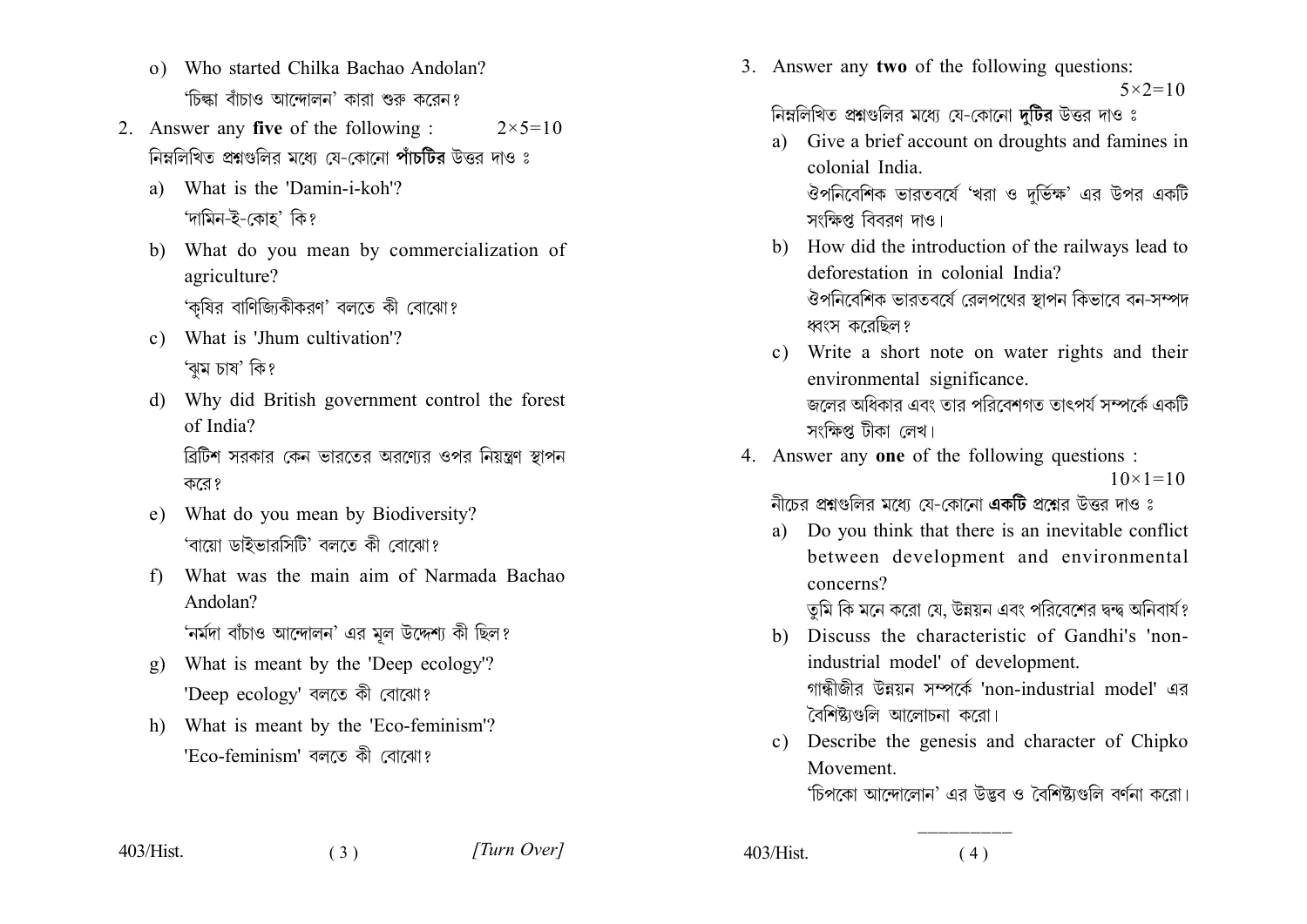o) Who started Chilka Bachao Andolan?

‘চিল্কা বাঁচাও আন্দোলন’ কারা শুরু করেন?

2. Answer any **five** of the following : $2\times5=10$

নিম্নলিখিত প্রশ্নগুলির মধ্যে যে-কোনো **পাঁচটির** উত্তর দাও ঃ

a) What is the 'Damin-i-koh'?

‘দামিন-ই-কোহ’ কি?

b) What do you mean by commercialization of agriculture?

‘কৃষির বাণিজ্যিকীকরণ’ বলতে কী বোঝো?

c) What is 'Jhum cultivation'?

‘ঝুম চাষ’ কি?

d) Why did British government control the forest of India?

ব্রিটিশ সরকার কেন ভারতের অরণ্যের ওপর নিয়ন্ত্রণ স্থাপন করে?

e) What do you mean by Biodiversity?

‘বায়ো ডাইভারসিটি’ বলতে কী বোঝো?

f) What was the main aim of Narmada Bachao Andolan?

‘নর্মদা বাঁচাও আন্দোলন’ এর মূল উদ্দেশ্য কী ছিল?

g) What is meant by the 'Deep ecology'?

'Deep ecology' বলতে কী বোঝো?

h) What is meant by the 'Eco-feminism'?

'Eco-feminism' বলতে কী বোঝো?

3. Answer any **two** of the following questions: $5\times2=10$

নিম্নলিখিত প্রশ্নগুলির মধ্যে যে-কোনো **দুটির** উত্তর দাও ঃ

a) Give a brief account on droughts and famines in colonial India.

ঔপনিবেশিক ভারতবর্ষে ‘খরা ও দুর্ভিক্ষ’ এর উপর একটি সংক্ষিপ্ত বিবরণ দাও।

b) How did the introduction of the railways lead to deforestation in colonial India?

ঔপনিবেশিক ভারতবর্ষে রেলপথের স্থাপন কিভাবে বন-সম্পদ ধ্বংস করেছিল?

c) Write a short note on water rights and their environmental significance.

জলের অধিকার এবং তার পরিবেশগত তাৎপর্য সম্পর্কে একটি সংক্ষিপ্ত টীকা লেখ।

4. Answer any **one** of the following questions : $10\times1=10$

নীচের প্রশ্নগুলির মধ্যে যে-কোনো **একটি** প্রশ্নের উত্তর দাও ঃ

a) Do you think that there is an inevitable conflict between development and environmental concerns?

তুমি কি মনে করো যে, উন্নয়ন এবং পরিবেশের দ্বন্দ্ব অনিবার্য?

b) Discuss the characteristic of Gandhi's 'non-industrial model' of development.

গান্ধীজীর উন্নয়ন সম্পর্কে 'non-industrial model' এর বৈশিষ্ট্যগুলি আলোচনা করো।

c) Describe the genesis and character of Chipko Movement.

‘চিপকো আন্দোলোন’ এর উদ্ভব ও বৈশিষ্ট্যগুলি বর্ণনা করো।